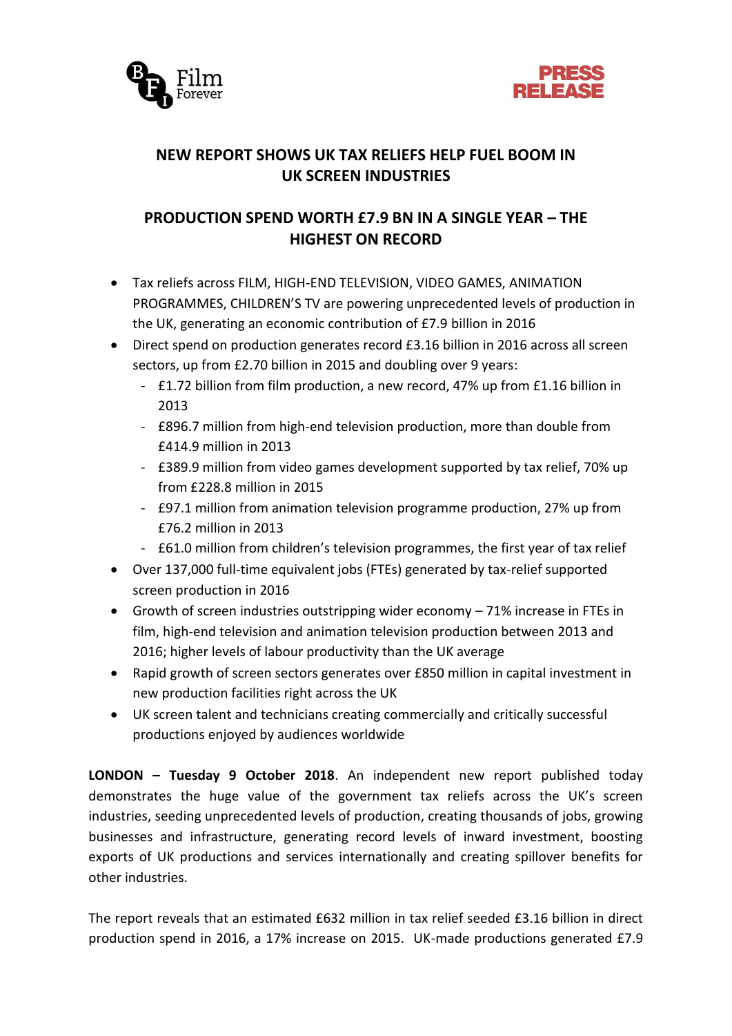## NEW REPORT SHOWS UK TAX RELIEFS HELP FUEL BOOM IN UK SCREEN INDUSTRIES

## PRODUCTION SPEND WORTH £7.9 BN IN A SINGLE YEAR – THE HIGHEST ON RECORD

- Tax reliefs across FILM, HIGH-END TELEVISION, VIDEO GAMES, ANIMATION PROGRAMMES, CHILDREN'S TV are powering unprecedented levels of production in the UK, generating an economic contribution of £7.9 billion in 2016
- Direct spend on production generates record £3.16 billion in 2016 across all screen sectors, up from £2.70 billion in 2015 and doubling over 9 years:
  - £1.72 billion from film production, a new record, 47% up from £1.16 billion in 2013
  - £896.7 million from high-end television production, more than double from £414.9 million in 2013
  - £389.9 million from video games development supported by tax relief, 70% up from £228.8 million in 2015
  - £97.1 million from animation television programme production, 27% up from £76.2 million in 2013
  - £61.0 million from children's television programmes, the first year of tax relief
- Over 137,000 full-time equivalent jobs (FTEs) generated by tax-relief supported screen production in 2016
- Growth of screen industries outstripping wider economy – 71% increase in FTEs in film, high-end television and animation television production between 2013 and 2016; higher levels of labour productivity than the UK average
- Rapid growth of screen sectors generates over £850 million in capital investment in new production facilities right across the UK
- UK screen talent and technicians creating commercially and critically successful productions enjoyed by audiences worldwide

**LONDON – Tuesday 9 October 2018**. An independent new report published today demonstrates the huge value of the government tax reliefs across the UK's screen industries, seeding unprecedented levels of production, creating thousands of jobs, growing businesses and infrastructure, generating record levels of inward investment, boosting exports of UK productions and services internationally and creating spillover benefits for other industries.

The report reveals that an estimated £632 million in tax relief seeded £3.16 billion in direct production spend in 2016, a 17% increase on 2015. UK-made productions generated £7.9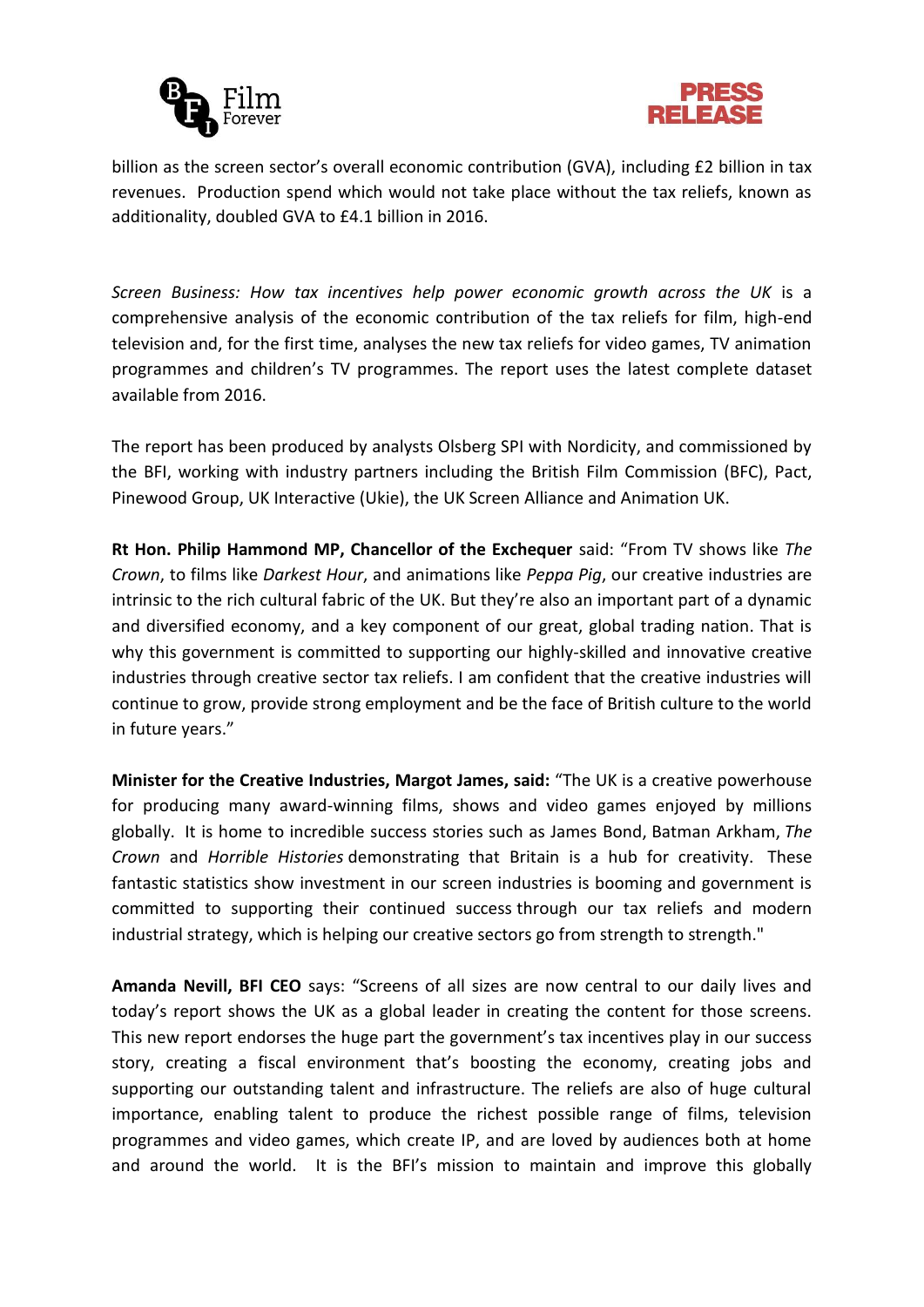billion as the screen sector's overall economic contribution (GVA), including £2 billion in tax revenues. Production spend which would not take place without the tax reliefs, known as additionality, doubled GVA to £4.1 billion in 2016.

*Screen Business: How tax incentives help power economic growth across the UK* is a comprehensive analysis of the economic contribution of the tax reliefs for film, high-end television and, for the first time, analyses the new tax reliefs for video games, TV animation programmes and children's TV programmes. The report uses the latest complete dataset available from 2016.

The report has been produced by analysts Olsberg SPI with Nordicity, and commissioned by the BFI, working with industry partners including the British Film Commission (BFC), Pact, Pinewood Group, UK Interactive (Ukie), the UK Screen Alliance and Animation UK.

**Rt Hon. Philip Hammond MP, Chancellor of the Exchequer** said: "From TV shows like *The Crown*, to films like *Darkest Hour*, and animations like *Peppa Pig*, our creative industries are intrinsic to the rich cultural fabric of the UK. But they're also an important part of a dynamic and diversified economy, and a key component of our great, global trading nation. That is why this government is committed to supporting our highly-skilled and innovative creative industries through creative sector tax reliefs. I am confident that the creative industries will continue to grow, provide strong employment and be the face of British culture to the world in future years."

**Minister for the Creative Industries, Margot James, said:** "The UK is a creative powerhouse for producing many award-winning films, shows and video games enjoyed by millions globally. It is home to incredible success stories such as James Bond, Batman Arkham, *The Crown* and *Horrible Histories* demonstrating that Britain is a hub for creativity. These fantastic statistics show investment in our screen industries is booming and government is committed to supporting their continued success through our tax reliefs and modern industrial strategy, which is helping our creative sectors go from strength to strength."

**Amanda Nevill, BFI CEO** says: "Screens of all sizes are now central to our daily lives and today's report shows the UK as a global leader in creating the content for those screens. This new report endorses the huge part the government's tax incentives play in our success story, creating a fiscal environment that's boosting the economy, creating jobs and supporting our outstanding talent and infrastructure. The reliefs are also of huge cultural importance, enabling talent to produce the richest possible range of films, television programmes and video games, which create IP, and are loved by audiences both at home and around the world. It is the BFI's mission to maintain and improve this globally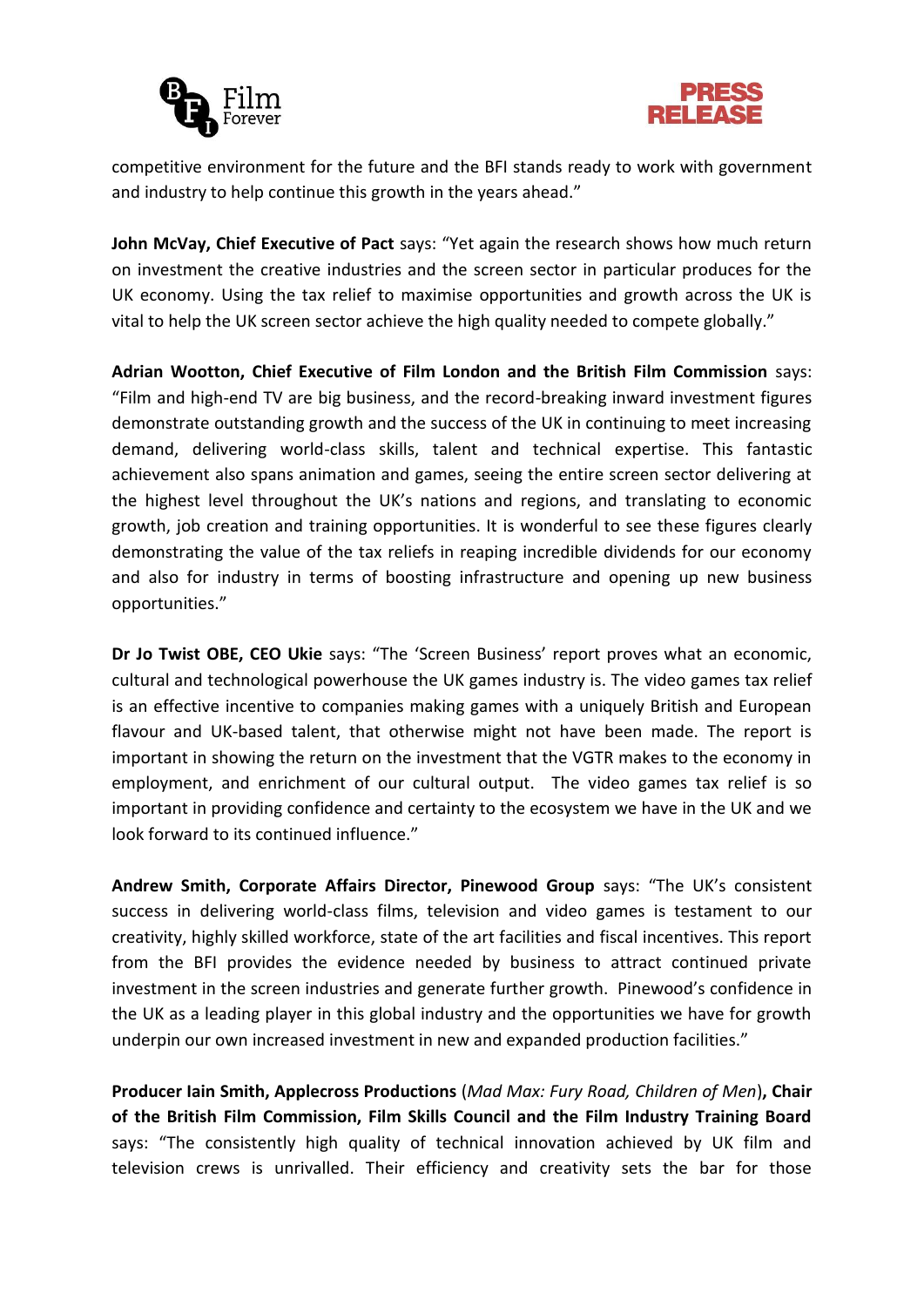competitive environment for the future and the BFI stands ready to work with government and industry to help continue this growth in the years ahead."

**John McVay, Chief Executive of Pact** says: "Yet again the research shows how much return on investment the creative industries and the screen sector in particular produces for the UK economy. Using the tax relief to maximise opportunities and growth across the UK is vital to help the UK screen sector achieve the high quality needed to compete globally."

**Adrian Wootton, Chief Executive of Film London and the British Film Commission** says: "Film and high-end TV are big business, and the record-breaking inward investment figures demonstrate outstanding growth and the success of the UK in continuing to meet increasing demand, delivering world-class skills, talent and technical expertise. This fantastic achievement also spans animation and games, seeing the entire screen sector delivering at the highest level throughout the UK's nations and regions, and translating to economic growth, job creation and training opportunities. It is wonderful to see these figures clearly demonstrating the value of the tax reliefs in reaping incredible dividends for our economy and also for industry in terms of boosting infrastructure and opening up new business opportunities."

**Dr Jo Twist OBE, CEO Ukie** says: "The 'Screen Business' report proves what an economic, cultural and technological powerhouse the UK games industry is. The video games tax relief is an effective incentive to companies making games with a uniquely British and European flavour and UK-based talent, that otherwise might not have been made. The report is important in showing the return on the investment that the VGTR makes to the economy in employment, and enrichment of our cultural output. The video games tax relief is so important in providing confidence and certainty to the ecosystem we have in the UK and we look forward to its continued influence."

**Andrew Smith, Corporate Affairs Director, Pinewood Group** says: "The UK's consistent success in delivering world-class films, television and video games is testament to our creativity, highly skilled workforce, state of the art facilities and fiscal incentives. This report from the BFI provides the evidence needed by business to attract continued private investment in the screen industries and generate further growth. Pinewood's confidence in the UK as a leading player in this global industry and the opportunities we have for growth underpin our own increased investment in new and expanded production facilities."

**Producer Iain Smith, Applecross Productions** (*Mad Max: Fury Road, Children of Men*)**, Chair of the British Film Commission, Film Skills Council and the Film Industry Training Board** says: "The consistently high quality of technical innovation achieved by UK film and television crews is unrivalled. Their efficiency and creativity sets the bar for those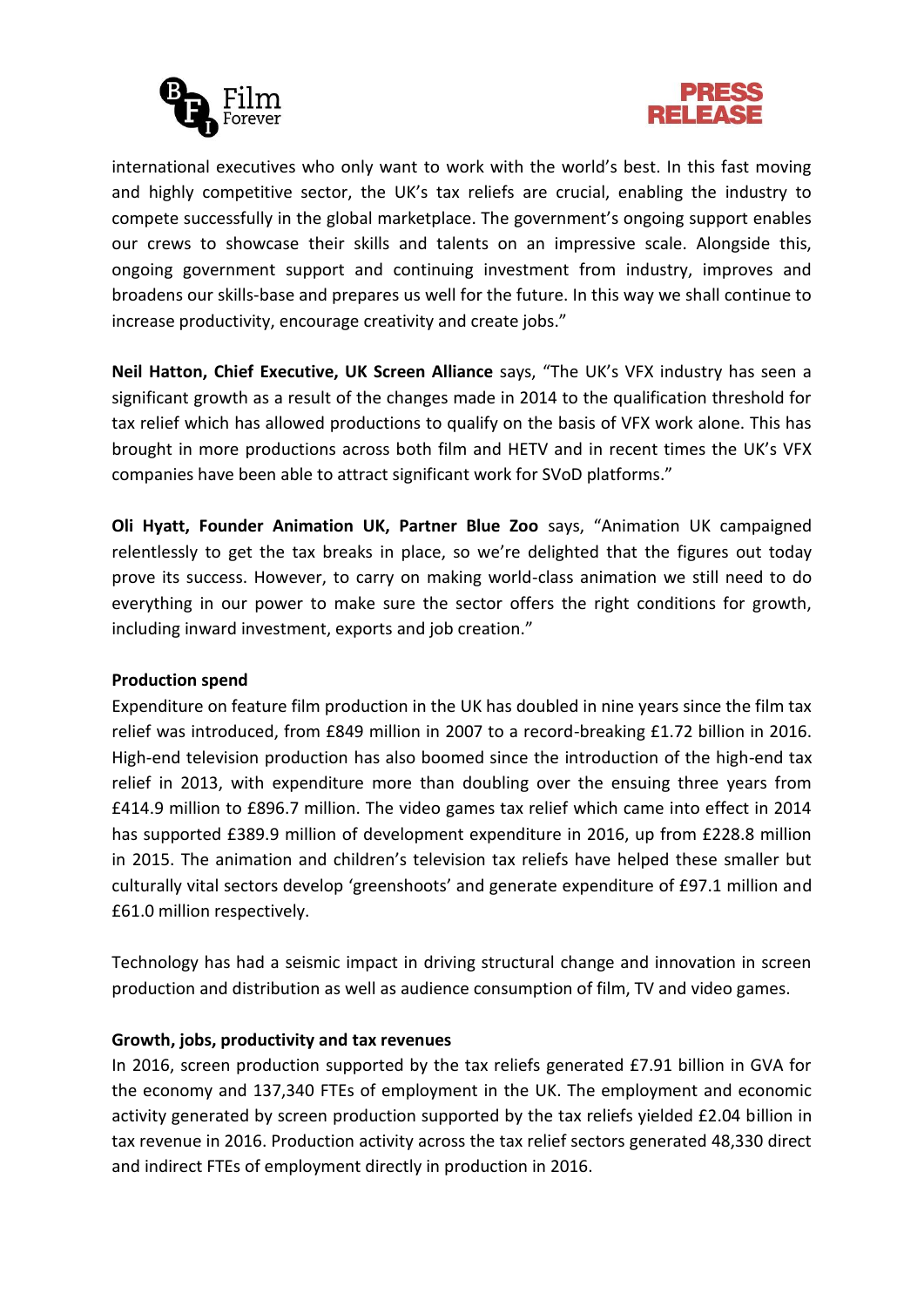international executives who only want to work with the world's best. In this fast moving and highly competitive sector, the UK's tax reliefs are crucial, enabling the industry to compete successfully in the global marketplace. The government's ongoing support enables our crews to showcase their skills and talents on an impressive scale. Alongside this, ongoing government support and continuing investment from industry, improves and broadens our skills-base and prepares us well for the future. In this way we shall continue to increase productivity, encourage creativity and create jobs."

**Neil Hatton, Chief Executive, UK Screen Alliance** says, "The UK's VFX industry has seen a significant growth as a result of the changes made in 2014 to the qualification threshold for tax relief which has allowed productions to qualify on the basis of VFX work alone. This has brought in more productions across both film and HETV and in recent times the UK's VFX companies have been able to attract significant work for SVoD platforms."

**Oli Hyatt, Founder Animation UK, Partner Blue Zoo** says, "Animation UK campaigned relentlessly to get the tax breaks in place, so we're delighted that the figures out today prove its success. However, to carry on making world-class animation we still need to do everything in our power to make sure the sector offers the right conditions for growth, including inward investment, exports and job creation."

**Production spend**

Expenditure on feature film production in the UK has doubled in nine years since the film tax relief was introduced, from £849 million in 2007 to a record-breaking £1.72 billion in 2016. High-end television production has also boomed since the introduction of the high-end tax relief in 2013, with expenditure more than doubling over the ensuing three years from £414.9 million to £896.7 million. The video games tax relief which came into effect in 2014 has supported £389.9 million of development expenditure in 2016, up from £228.8 million in 2015. The animation and children's television tax reliefs have helped these smaller but culturally vital sectors develop 'greenshoots' and generate expenditure of £97.1 million and £61.0 million respectively.

Technology has had a seismic impact in driving structural change and innovation in screen production and distribution as well as audience consumption of film, TV and video games.

**Growth, jobs, productivity and tax revenues**

In 2016, screen production supported by the tax reliefs generated £7.91 billion in GVA for the economy and 137,340 FTEs of employment in the UK. The employment and economic activity generated by screen production supported by the tax reliefs yielded £2.04 billion in tax revenue in 2016. Production activity across the tax relief sectors generated 48,330 direct and indirect FTEs of employment directly in production in 2016.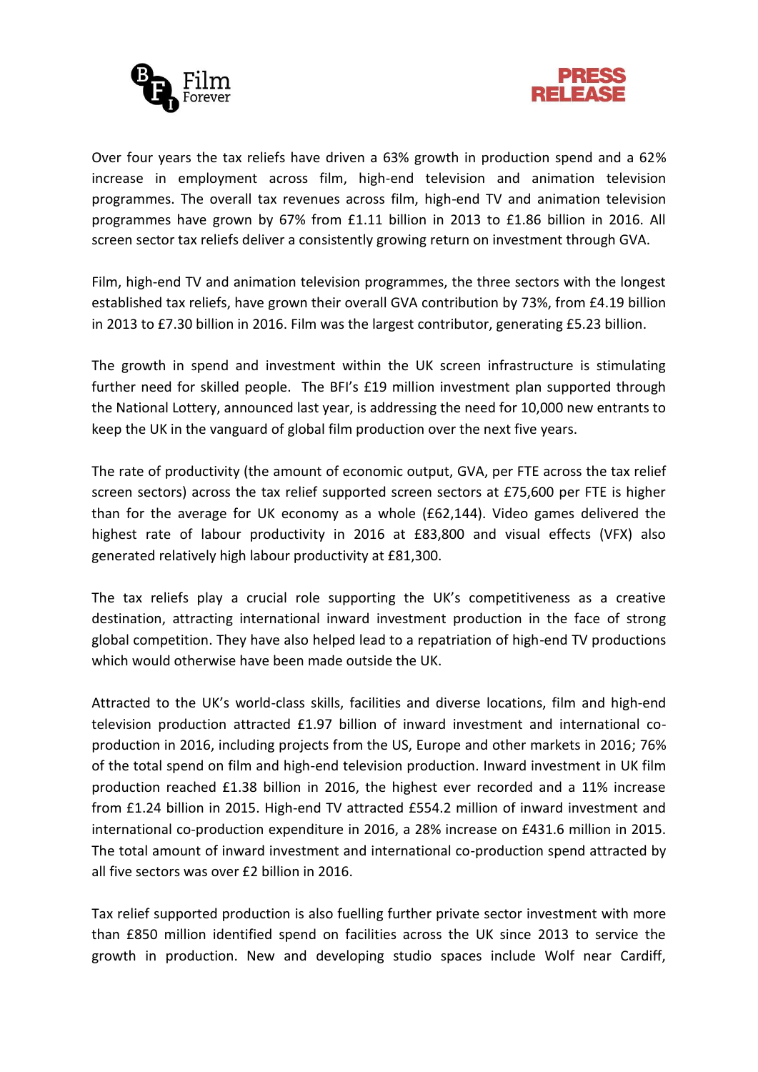Over four years the tax reliefs have driven a 63% growth in production spend and a 62% increase in employment across film, high-end television and animation television programmes. The overall tax revenues across film, high-end TV and animation television programmes have grown by 67% from £1.11 billion in 2013 to £1.86 billion in 2016. All screen sector tax reliefs deliver a consistently growing return on investment through GVA.

Film, high-end TV and animation television programmes, the three sectors with the longest established tax reliefs, have grown their overall GVA contribution by 73%, from £4.19 billion in 2013 to £7.30 billion in 2016. Film was the largest contributor, generating £5.23 billion.

The growth in spend and investment within the UK screen infrastructure is stimulating further need for skilled people. The BFI's £19 million investment plan supported through the National Lottery, announced last year, is addressing the need for 10,000 new entrants to keep the UK in the vanguard of global film production over the next five years.

The rate of productivity (the amount of economic output, GVA, per FTE across the tax relief screen sectors) across the tax relief supported screen sectors at £75,600 per FTE is higher than for the average for UK economy as a whole (£62,144). Video games delivered the highest rate of labour productivity in 2016 at £83,800 and visual effects (VFX) also generated relatively high labour productivity at £81,300.

The tax reliefs play a crucial role supporting the UK's competitiveness as a creative destination, attracting international inward investment production in the face of strong global competition. They have also helped lead to a repatriation of high-end TV productions which would otherwise have been made outside the UK.

Attracted to the UK's world-class skills, facilities and diverse locations, film and high-end television production attracted £1.97 billion of inward investment and international co-production in 2016, including projects from the US, Europe and other markets in 2016; 76% of the total spend on film and high-end television production. Inward investment in UK film production reached £1.38 billion in 2016, the highest ever recorded and a 11% increase from £1.24 billion in 2015. High-end TV attracted £554.2 million of inward investment and international co-production expenditure in 2016, a 28% increase on £431.6 million in 2015. The total amount of inward investment and international co-production spend attracted by all five sectors was over £2 billion in 2016.

Tax relief supported production is also fuelling further private sector investment with more than £850 million identified spend on facilities across the UK since 2013 to service the growth in production. New and developing studio spaces include Wolf near Cardiff,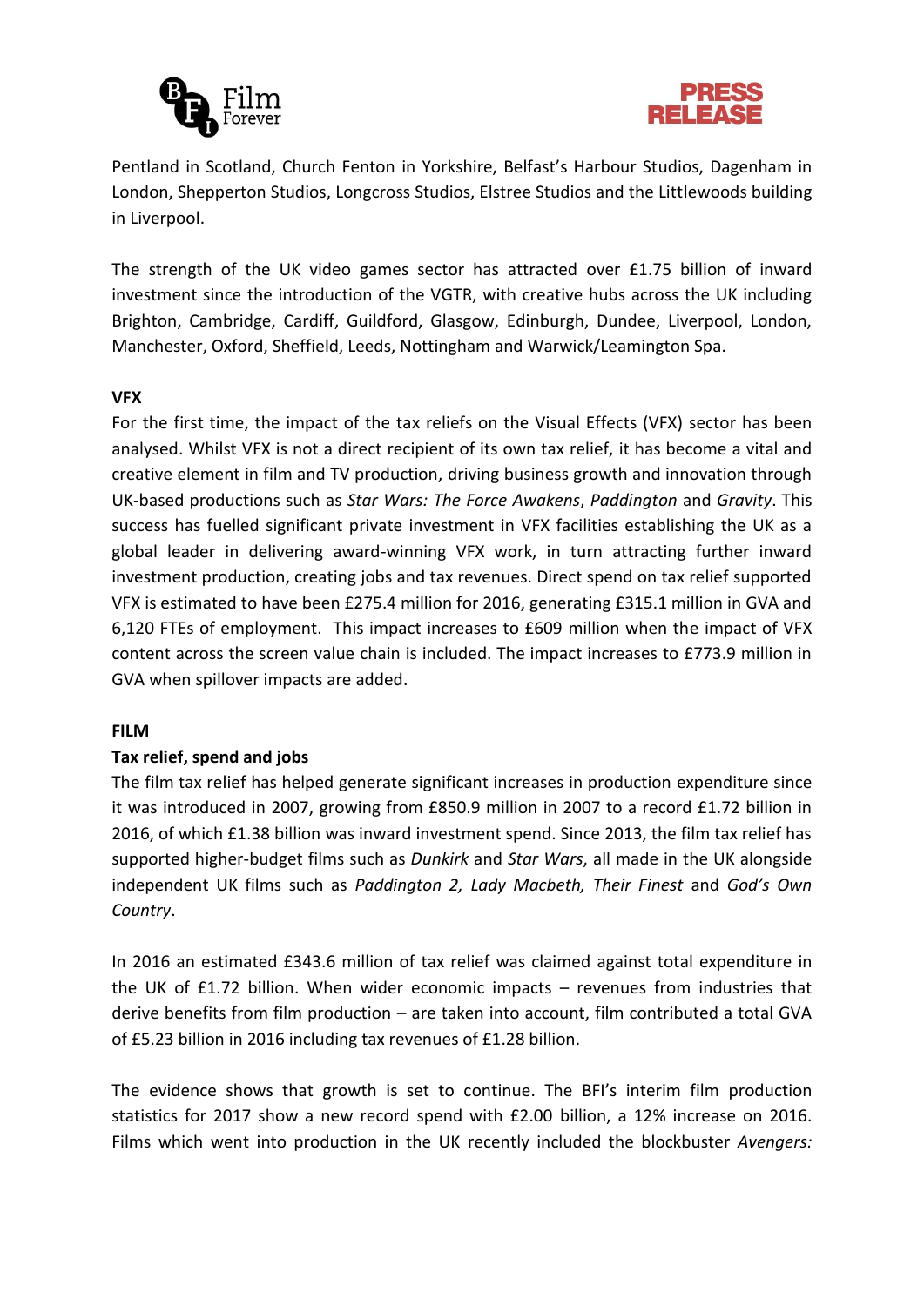Pentland in Scotland, Church Fenton in Yorkshire, Belfast's Harbour Studios, Dagenham in London, Shepperton Studios, Longcross Studios, Elstree Studios and the Littlewoods building in Liverpool.

The strength of the UK video games sector has attracted over £1.75 billion of inward investment since the introduction of the VGTR, with creative hubs across the UK including Brighton, Cambridge, Cardiff, Guildford, Glasgow, Edinburgh, Dundee, Liverpool, London, Manchester, Oxford, Sheffield, Leeds, Nottingham and Warwick/Leamington Spa.

**VFX**

For the first time, the impact of the tax reliefs on the Visual Effects (VFX) sector has been analysed. Whilst VFX is not a direct recipient of its own tax relief, it has become a vital and creative element in film and TV production, driving business growth and innovation through UK-based productions such as *Star Wars: The Force Awakens*, *Paddington* and *Gravity*. This success has fuelled significant private investment in VFX facilities establishing the UK as a global leader in delivering award-winning VFX work, in turn attracting further inward investment production, creating jobs and tax revenues. Direct spend on tax relief supported VFX is estimated to have been £275.4 million for 2016, generating £315.1 million in GVA and 6,120 FTEs of employment. This impact increases to £609 million when the impact of VFX content across the screen value chain is included. The impact increases to £773.9 million in GVA when spillover impacts are added.

**FILM**

**Tax relief, spend and jobs**

The film tax relief has helped generate significant increases in production expenditure since it was introduced in 2007, growing from £850.9 million in 2007 to a record £1.72 billion in 2016, of which £1.38 billion was inward investment spend. Since 2013, the film tax relief has supported higher-budget films such as *Dunkirk* and *Star Wars*, all made in the UK alongside independent UK films such as *Paddington 2, Lady Macbeth, Their Finest* and *God's Own Country*.

In 2016 an estimated £343.6 million of tax relief was claimed against total expenditure in the UK of £1.72 billion. When wider economic impacts – revenues from industries that derive benefits from film production – are taken into account, film contributed a total GVA of £5.23 billion in 2016 including tax revenues of £1.28 billion.

The evidence shows that growth is set to continue. The BFI's interim film production statistics for 2017 show a new record spend with £2.00 billion, a 12% increase on 2016. Films which went into production in the UK recently included the blockbuster *Avengers:*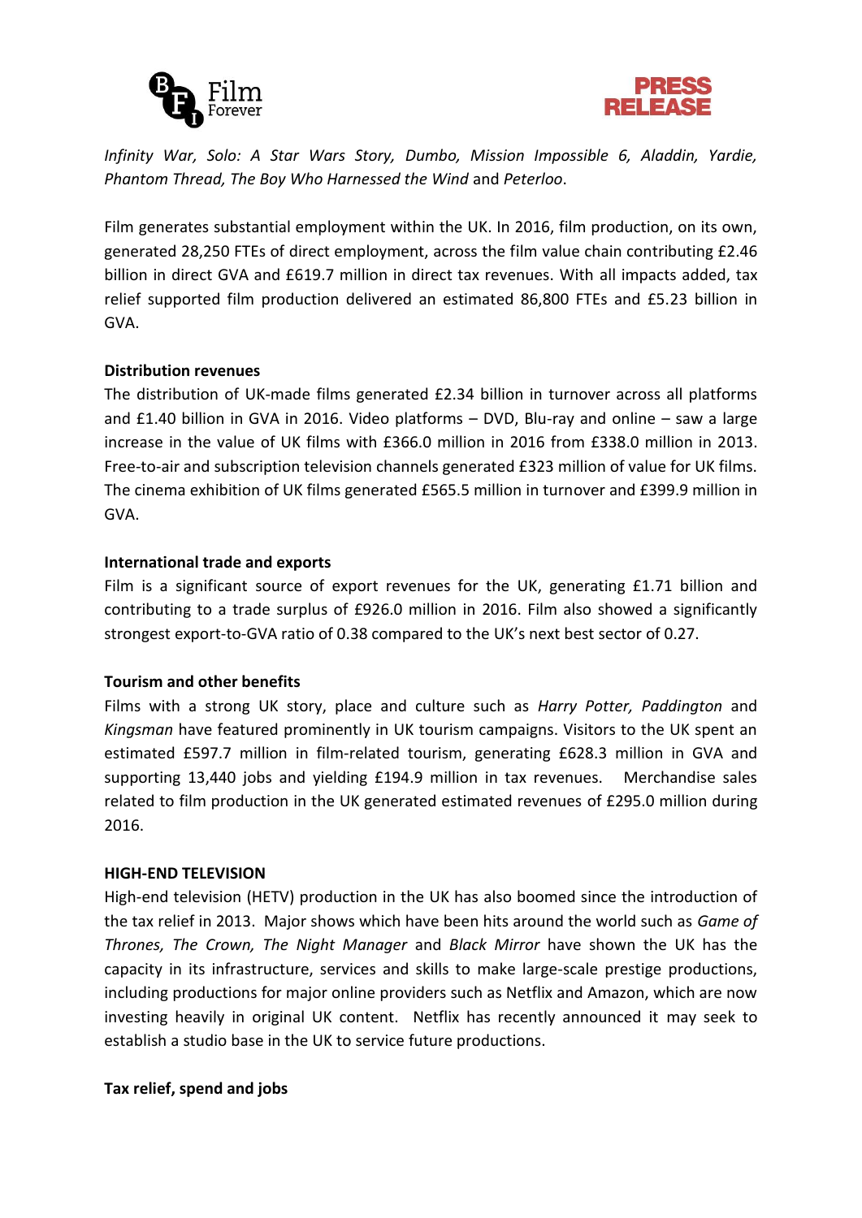*Infinity War, Solo: A Star Wars Story, Dumbo, Mission Impossible 6, Aladdin, Yardie, Phantom Thread, The Boy Who Harnessed the Wind* and *Peterloo*.

Film generates substantial employment within the UK. In 2016, film production, on its own, generated 28,250 FTEs of direct employment, across the film value chain contributing £2.46 billion in direct GVA and £619.7 million in direct tax revenues. With all impacts added, tax relief supported film production delivered an estimated 86,800 FTEs and £5.23 billion in GVA.

**Distribution revenues**

The distribution of UK-made films generated £2.34 billion in turnover across all platforms and £1.40 billion in GVA in 2016. Video platforms – DVD, Blu-ray and online – saw a large increase in the value of UK films with £366.0 million in 2016 from £338.0 million in 2013. Free-to-air and subscription television channels generated £323 million of value for UK films. The cinema exhibition of UK films generated £565.5 million in turnover and £399.9 million in GVA.

**International trade and exports**

Film is a significant source of export revenues for the UK, generating £1.71 billion and contributing to a trade surplus of £926.0 million in 2016. Film also showed a significantly strongest export-to-GVA ratio of 0.38 compared to the UK's next best sector of 0.27.

**Tourism and other benefits**

Films with a strong UK story, place and culture such as *Harry Potter, Paddington* and *Kingsman* have featured prominently in UK tourism campaigns. Visitors to the UK spent an estimated £597.7 million in film-related tourism, generating £628.3 million in GVA and supporting 13,440 jobs and yielding £194.9 million in tax revenues. Merchandise sales related to film production in the UK generated estimated revenues of £295.0 million during 2016.

**HIGH-END TELEVISION**

High-end television (HETV) production in the UK has also boomed since the introduction of the tax relief in 2013. Major shows which have been hits around the world such as *Game of Thrones, The Crown, The Night Manager* and *Black Mirror* have shown the UK has the capacity in its infrastructure, services and skills to make large-scale prestige productions, including productions for major online providers such as Netflix and Amazon, which are now investing heavily in original UK content. Netflix has recently announced it may seek to establish a studio base in the UK to service future productions.

**Tax relief, spend and jobs**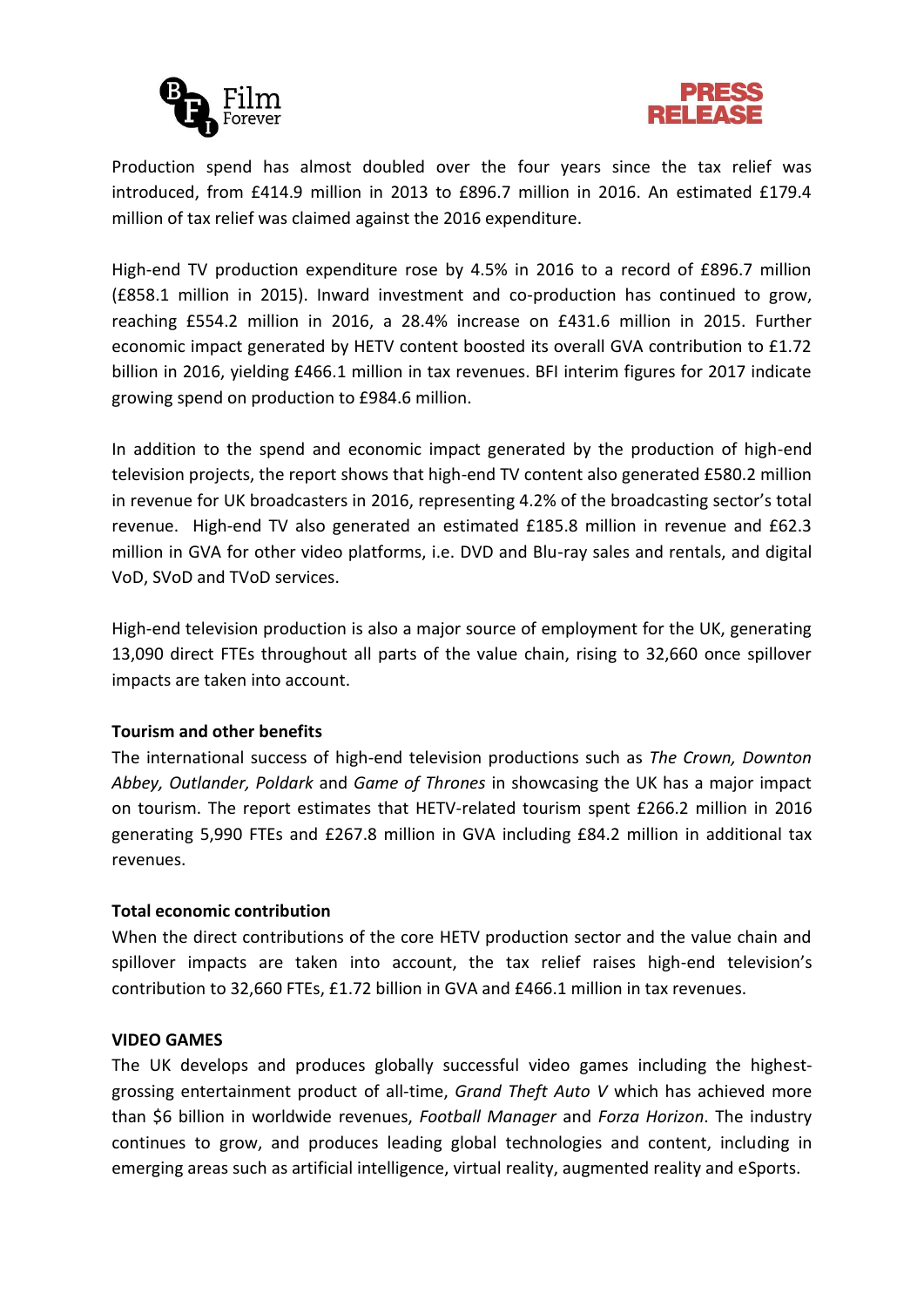Production spend has almost doubled over the four years since the tax relief was introduced, from £414.9 million in 2013 to £896.7 million in 2016. An estimated £179.4 million of tax relief was claimed against the 2016 expenditure.

High-end TV production expenditure rose by 4.5% in 2016 to a record of £896.7 million (£858.1 million in 2015). Inward investment and co-production has continued to grow, reaching £554.2 million in 2016, a 28.4% increase on £431.6 million in 2015. Further economic impact generated by HETV content boosted its overall GVA contribution to £1.72 billion in 2016, yielding £466.1 million in tax revenues. BFI interim figures for 2017 indicate growing spend on production to £984.6 million.

In addition to the spend and economic impact generated by the production of high-end television projects, the report shows that high-end TV content also generated £580.2 million in revenue for UK broadcasters in 2016, representing 4.2% of the broadcasting sector's total revenue. High-end TV also generated an estimated £185.8 million in revenue and £62.3 million in GVA for other video platforms, i.e. DVD and Blu-ray sales and rentals, and digital VoD, SVoD and TVoD services.

High-end television production is also a major source of employment for the UK, generating 13,090 direct FTEs throughout all parts of the value chain, rising to 32,660 once spillover impacts are taken into account.

**Tourism and other benefits**

The international success of high-end television productions such as *The Crown, Downton Abbey, Outlander, Poldark* and *Game of Thrones* in showcasing the UK has a major impact on tourism. The report estimates that HETV-related tourism spent £266.2 million in 2016 generating 5,990 FTEs and £267.8 million in GVA including £84.2 million in additional tax revenues.

**Total economic contribution**

When the direct contributions of the core HETV production sector and the value chain and spillover impacts are taken into account, the tax relief raises high-end television's contribution to 32,660 FTEs, £1.72 billion in GVA and £466.1 million in tax revenues.

**VIDEO GAMES**

The UK develops and produces globally successful video games including the highest-grossing entertainment product of all-time, *Grand Theft Auto V* which has achieved more than $6 billion in worldwide revenues, *Football Manager* and *Forza Horizon*. The industry continues to grow, and produces leading global technologies and content, including in emerging areas such as artificial intelligence, virtual reality, augmented reality and eSports.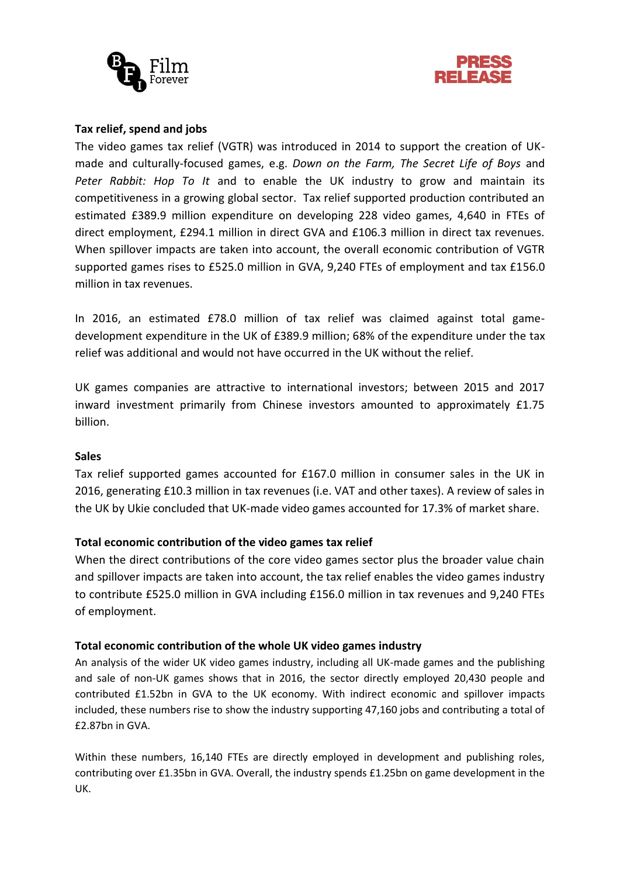**Tax relief, spend and jobs**

The video games tax relief (VGTR) was introduced in 2014 to support the creation of UK-made and culturally-focused games, e.g. *Down on the Farm, The Secret Life of Boys* and *Peter Rabbit: Hop To It* and to enable the UK industry to grow and maintain its competitiveness in a growing global sector. Tax relief supported production contributed an estimated £389.9 million expenditure on developing 228 video games, 4,640 in FTEs of direct employment, £294.1 million in direct GVA and £106.3 million in direct tax revenues. When spillover impacts are taken into account, the overall economic contribution of VGTR supported games rises to £525.0 million in GVA, 9,240 FTEs of employment and tax £156.0 million in tax revenues.

In 2016, an estimated £78.0 million of tax relief was claimed against total game-development expenditure in the UK of £389.9 million; 68% of the expenditure under the tax relief was additional and would not have occurred in the UK without the relief.

UK games companies are attractive to international investors; between 2015 and 2017 inward investment primarily from Chinese investors amounted to approximately £1.75 billion.

**Sales**

Tax relief supported games accounted for £167.0 million in consumer sales in the UK in 2016, generating £10.3 million in tax revenues (i.e. VAT and other taxes). A review of sales in the UK by Ukie concluded that UK-made video games accounted for 17.3% of market share.

**Total economic contribution of the video games tax relief**

When the direct contributions of the core video games sector plus the broader value chain and spillover impacts are taken into account, the tax relief enables the video games industry to contribute £525.0 million in GVA including £156.0 million in tax revenues and 9,240 FTEs of employment.

**Total economic contribution of the whole UK video games industry**

An analysis of the wider UK video games industry, including all UK-made games and the publishing and sale of non-UK games shows that in 2016, the sector directly employed 20,430 people and contributed £1.52bn in GVA to the UK economy. With indirect economic and spillover impacts included, these numbers rise to show the industry supporting 47,160 jobs and contributing a total of £2.87bn in GVA.

Within these numbers, 16,140 FTEs are directly employed in development and publishing roles, contributing over £1.35bn in GVA. Overall, the industry spends £1.25bn on game development in the UK.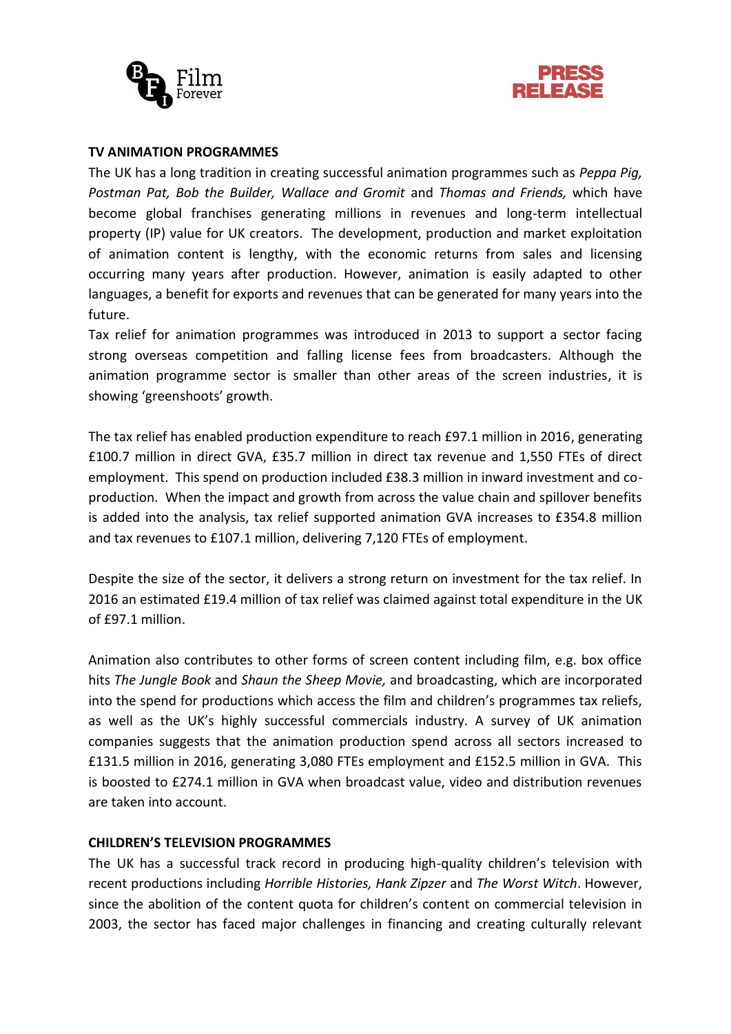## TV ANIMATION PROGRAMMES

The UK has a long tradition in creating successful animation programmes such as *Peppa Pig, Postman Pat, Bob the Builder, Wallace and Gromit* and *Thomas and Friends,* which have become global franchises generating millions in revenues and long-term intellectual property (IP) value for UK creators. The development, production and market exploitation of animation content is lengthy, with the economic returns from sales and licensing occurring many years after production. However, animation is easily adapted to other languages, a benefit for exports and revenues that can be generated for many years into the future.

Tax relief for animation programmes was introduced in 2013 to support a sector facing strong overseas competition and falling license fees from broadcasters. Although the animation programme sector is smaller than other areas of the screen industries, it is showing 'greenshoots' growth.

The tax relief has enabled production expenditure to reach £97.1 million in 2016, generating £100.7 million in direct GVA, £35.7 million in direct tax revenue and 1,550 FTEs of direct employment. This spend on production included £38.3 million in inward investment and co-production. When the impact and growth from across the value chain and spillover benefits is added into the analysis, tax relief supported animation GVA increases to £354.8 million and tax revenues to £107.1 million, delivering 7,120 FTEs of employment.

Despite the size of the sector, it delivers a strong return on investment for the tax relief. In 2016 an estimated £19.4 million of tax relief was claimed against total expenditure in the UK of £97.1 million.

Animation also contributes to other forms of screen content including film, e.g. box office hits *The Jungle Book* and *Shaun the Sheep Movie,* and broadcasting, which are incorporated into the spend for productions which access the film and children's programmes tax reliefs, as well as the UK's highly successful commercials industry. A survey of UK animation companies suggests that the animation production spend across all sectors increased to £131.5 million in 2016, generating 3,080 FTEs employment and £152.5 million in GVA. This is boosted to £274.1 million in GVA when broadcast value, video and distribution revenues are taken into account.

## CHILDREN'S TELEVISION PROGRAMMES

The UK has a successful track record in producing high-quality children's television with recent productions including *Horrible Histories, Hank Zipzer* and *The Worst Witch*. However, since the abolition of the content quota for children's content on commercial television in 2003, the sector has faced major challenges in financing and creating culturally relevant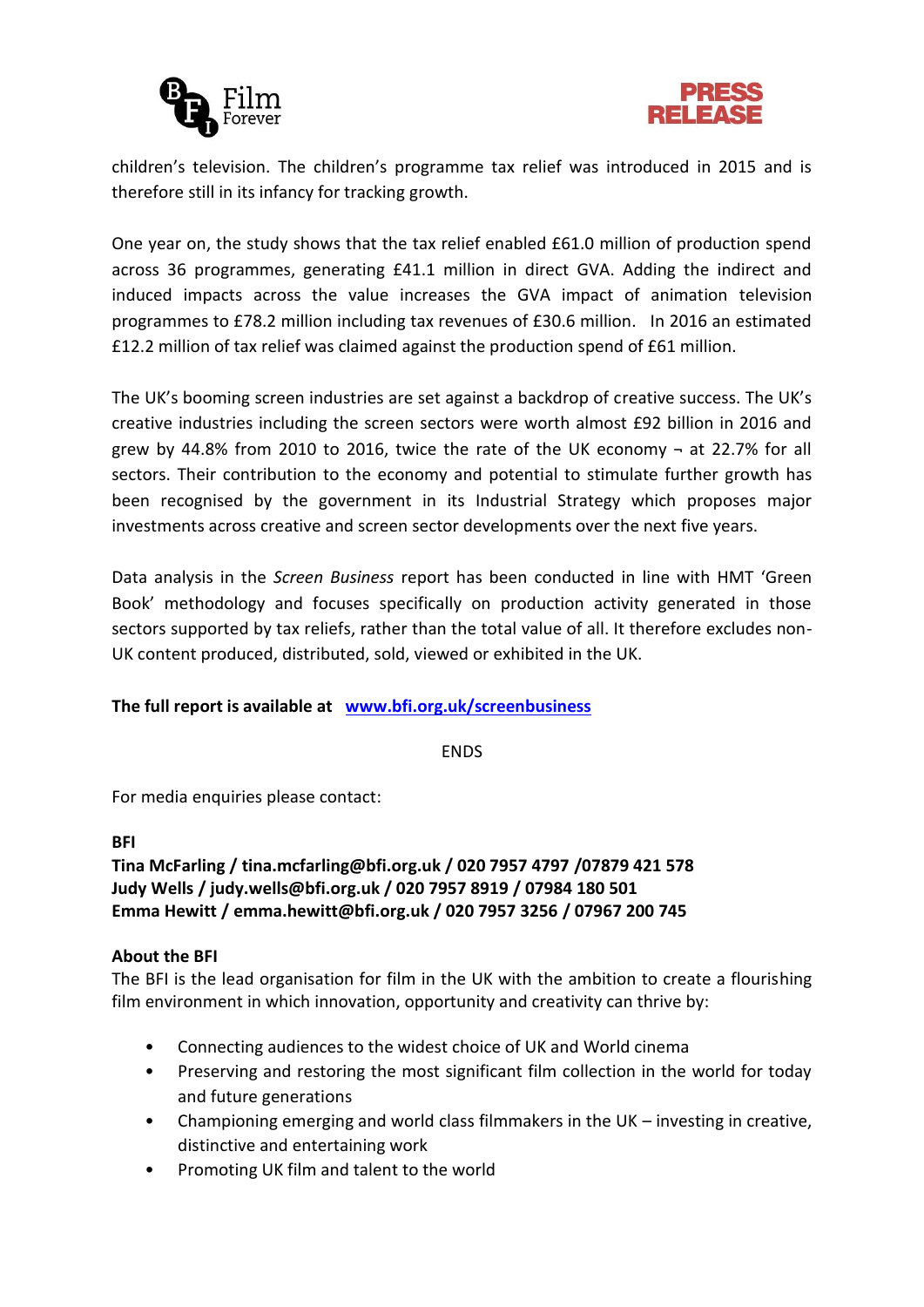children's television. The children's programme tax relief was introduced in 2015 and is therefore still in its infancy for tracking growth.

One year on, the study shows that the tax relief enabled £61.0 million of production spend across 36 programmes, generating £41.1 million in direct GVA. Adding the indirect and induced impacts across the value increases the GVA impact of animation television programmes to £78.2 million including tax revenues of £30.6 million. In 2016 an estimated £12.2 million of tax relief was claimed against the production spend of £61 million.

The UK's booming screen industries are set against a backdrop of creative success. The UK's creative industries including the screen sectors were worth almost £92 billion in 2016 and grew by 44.8% from 2010 to 2016, twice the rate of the UK economy ¬ at 22.7% for all sectors. Their contribution to the economy and potential to stimulate further growth has been recognised by the government in its Industrial Strategy which proposes major investments across creative and screen sector developments over the next five years.

Data analysis in the *Screen Business* report has been conducted in line with HMT 'Green Book' methodology and focuses specifically on production activity generated in those sectors supported by tax reliefs, rather than the total value of all. It therefore excludes non-UK content produced, distributed, sold, viewed or exhibited in the UK.

**The full report is available at [www.bfi.org.uk/screenbusiness](www.bfi.org.uk/screenbusiness)**

ENDS

For media enquiries please contact:

**BFI**
**Tina McFarling / tina.mcfarling@bfi.org.uk / 020 7957 4797 /07879 421 578**
**Judy Wells / judy.wells@bfi.org.uk / 020 7957 8919 / 07984 180 501**
**Emma Hewitt / emma.hewitt@bfi.org.uk / 020 7957 3256 / 07967 200 745**

**About the BFI**
The BFI is the lead organisation for film in the UK with the ambition to create a flourishing film environment in which innovation, opportunity and creativity can thrive by:

- Connecting audiences to the widest choice of UK and World cinema
- Preserving and restoring the most significant film collection in the world for today and future generations
- Championing emerging and world class filmmakers in the UK – investing in creative, distinctive and entertaining work
- Promoting UK film and talent to the world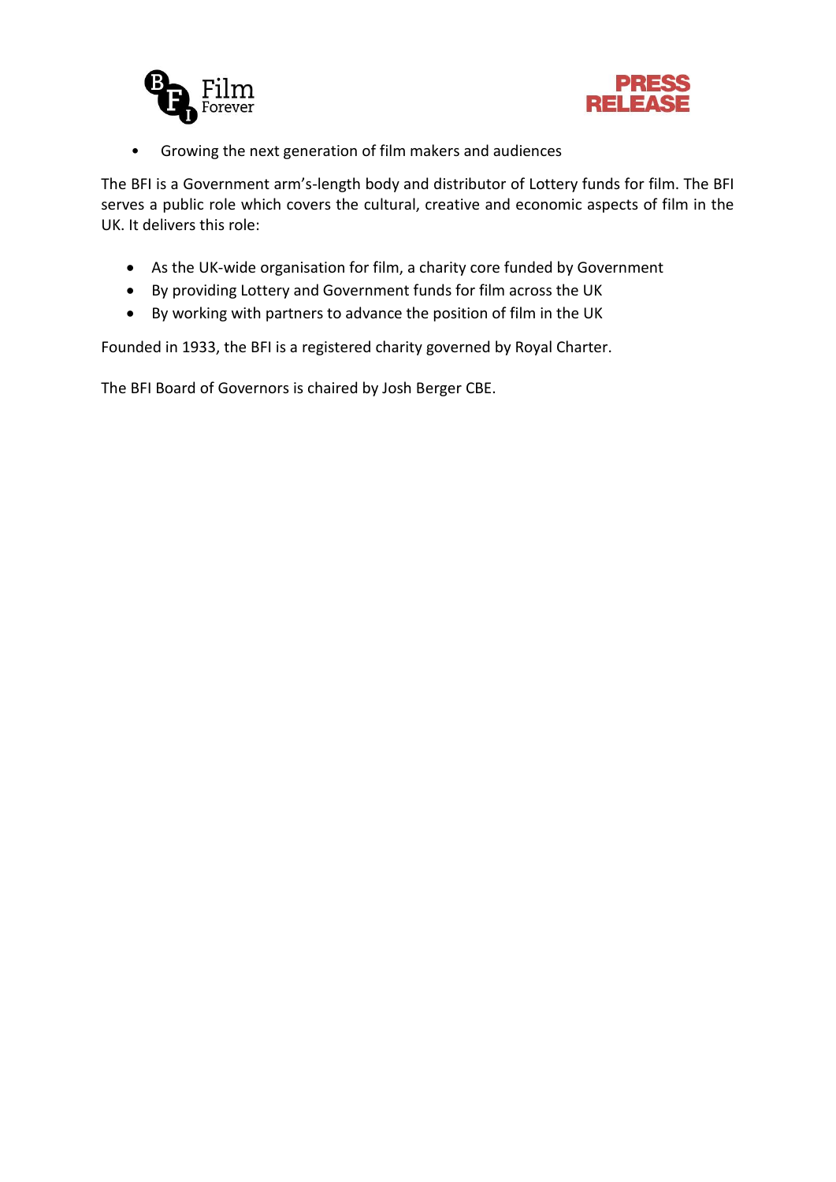- Growing the next generation of film makers and audiences

The BFI is a Government arm's-length body and distributor of Lottery funds for film. The BFI serves a public role which covers the cultural, creative and economic aspects of film in the UK. It delivers this role:

- As the UK-wide organisation for film, a charity core funded by Government
- By providing Lottery and Government funds for film across the UK
- By working with partners to advance the position of film in the UK

Founded in 1933, the BFI is a registered charity governed by Royal Charter.

The BFI Board of Governors is chaired by Josh Berger CBE.